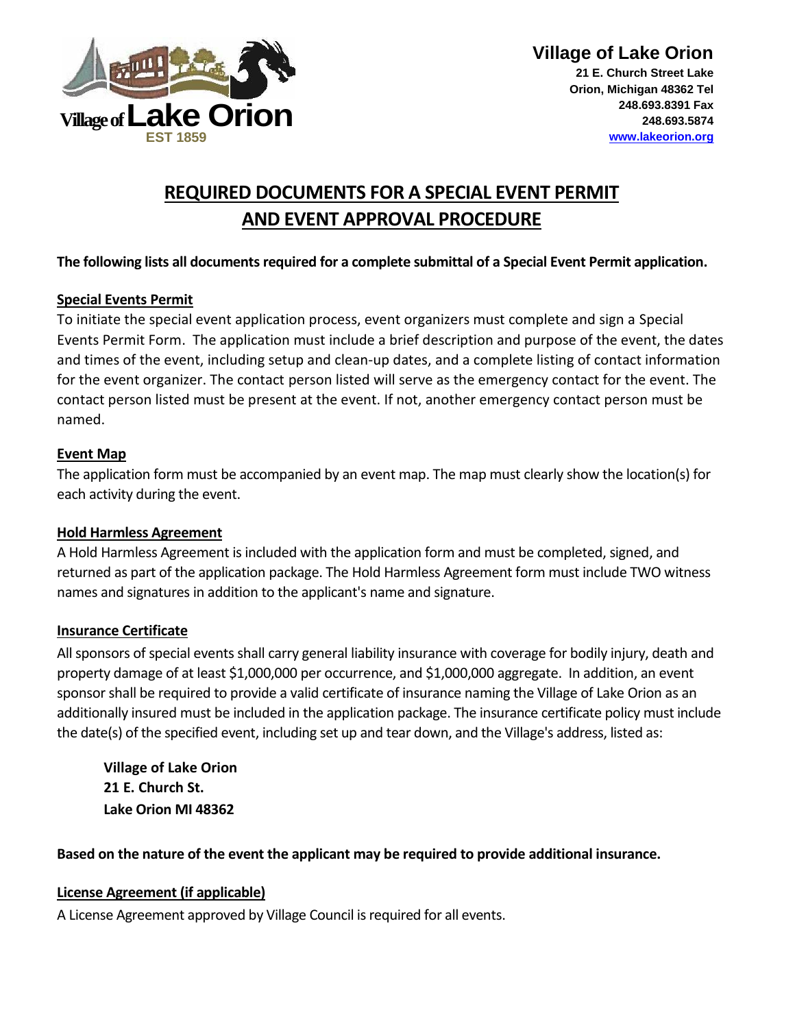Village of Lake Orion
EST 1859

**Village of Lake Orion**
**21 E. Church Street Lake Orion, Michigan 48362 Tel 248.693.8391 Fax 248.693.5874**
**www.lakeorion.org**

# REQUIRED DOCUMENTS FOR A SPECIAL EVENT PERMIT AND EVENT APPROVAL PROCEDURE

**The following lists all documents required for a complete submittal of a Special Event Permit application.**

## Special Events Permit

To initiate the special event application process, event organizers must complete and sign a Special Events Permit Form. The application must include a brief description and purpose of the event, the dates and times of the event, including setup and clean-up dates, and a complete listing of contact information for the event organizer. The contact person listed will serve as the emergency contact for the event. The contact person listed must be present at the event. If not, another emergency contact person must be named.

## Event Map

The application form must be accompanied by an event map. The map must clearly show the location(s) for each activity during the event.

## Hold Harmless Agreement

A Hold Harmless Agreement is included with the application form and must be completed, signed, and returned as part of the application package. The Hold Harmless Agreement form must include TWO witness names and signatures in addition to the applicant's name and signature.

## Insurance Certificate

All sponsors of special events shall carry general liability insurance with coverage for bodily injury, death and property damage of at least $1,000,000 per occurrence, and $1,000,000 aggregate. In addition, an event sponsor shall be required to provide a valid certificate of insurance naming the Village of Lake Orion as an additionally insured must be included in the application package. The insurance certificate policy must include the date(s) of the specified event, including set up and tear down, and the Village's address, listed as:

**Village of Lake Orion**
**21 E. Church St.**
**Lake Orion MI 48362**

**Based on the nature of the event the applicant may be required to provide additional insurance.**

## License Agreement (if applicable)

A License Agreement approved by Village Council is required for all events.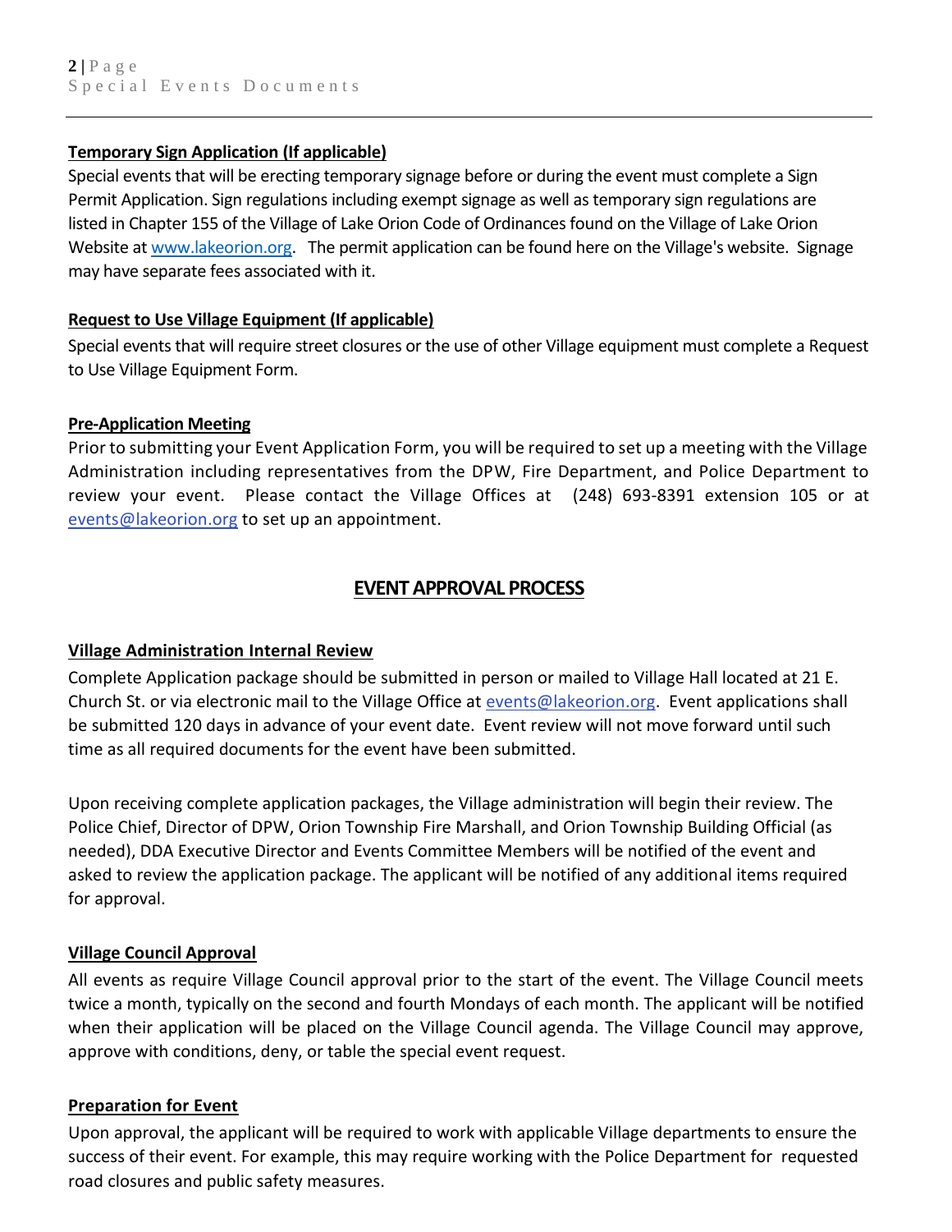**Temporary Sign Application (If applicable)**

Special events that will be erecting temporary signage before or during the event must complete a Sign Permit Application. Sign regulations including exempt signage as well as temporary sign regulations are listed in Chapter 155 of the Village of Lake Orion Code of Ordinances found on the Village of Lake Orion Website at [www.lakeorion.org](http://www.lakeorion.org). The permit application can be found here on the Village's website. Signage may have separate fees associated with it.

**Request to Use Village Equipment (If applicable)**

Special events that will require street closures or the use of other Village equipment must complete a Request to Use Village Equipment Form.

**Pre-Application Meeting**

Prior to submitting your Event Application Form, you will be required to set up a meeting with the Village Administration including representatives from the DPW, Fire Department, and Police Department to review your event. Please contact the Village Offices at (248) 693-8391 extension 105 or at [events@lakeorion.org](mailto:events@lakeorion.org) to set up an appointment.

## EVENT APPROVAL PROCESS

**Village Administration Internal Review**

Complete Application package should be submitted in person or mailed to Village Hall located at 21 E. Church St. or via electronic mail to the Village Office at [events@lakeorion.org](mailto:events@lakeorion.org). Event applications shall be submitted 120 days in advance of your event date. Event review will not move forward until such time as all required documents for the event have been submitted.

Upon receiving complete application packages, the Village administration will begin their review. The Police Chief, Director of DPW, Orion Township Fire Marshall, and Orion Township Building Official (as needed), DDA Executive Director and Events Committee Members will be notified of the event and asked to review the application package. The applicant will be notified of any additional items required for approval.

**Village Council Approval**

All events as require Village Council approval prior to the start of the event. The Village Council meets twice a month, typically on the second and fourth Mondays of each month. The applicant will be notified when their application will be placed on the Village Council agenda. The Village Council may approve, approve with conditions, deny, or table the special event request.

**Preparation for Event**

Upon approval, the applicant will be required to work with applicable Village departments to ensure the success of their event. For example, this may require working with the Police Department for requested road closures and public safety measures.